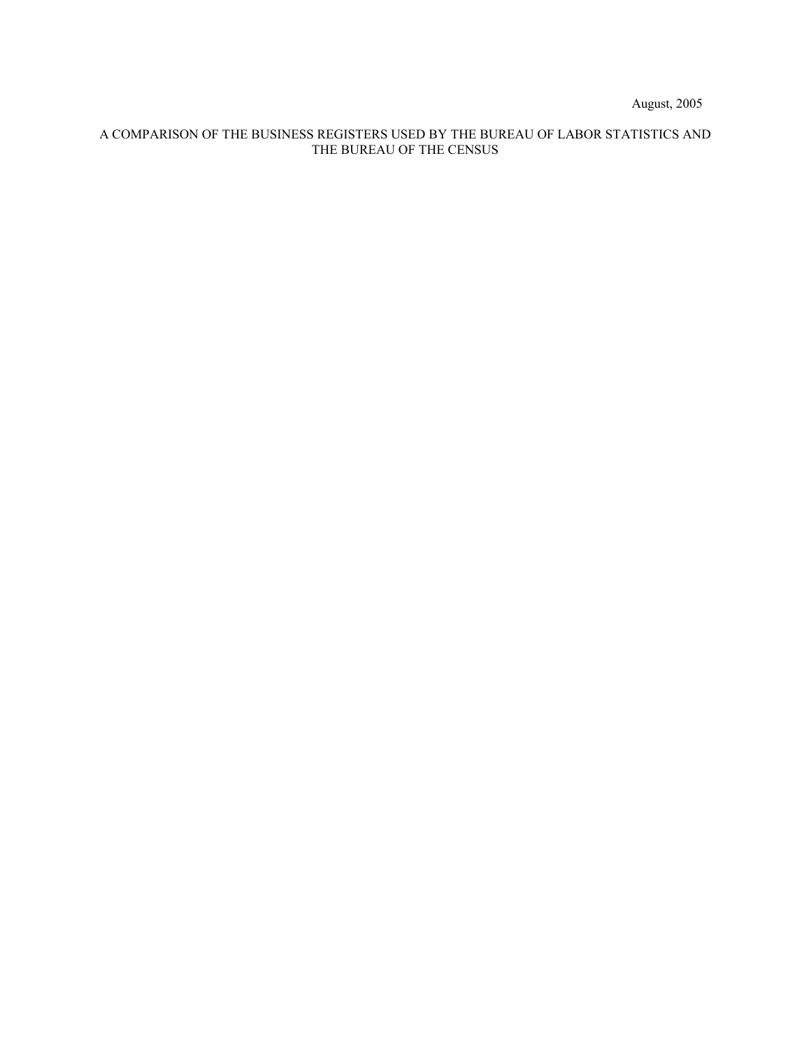August, 2005

# A COMPARISON OF THE BUSINESS REGISTERS USED BY THE BUREAU OF LABOR STATISTICS AND THE BUREAU OF THE CENSUS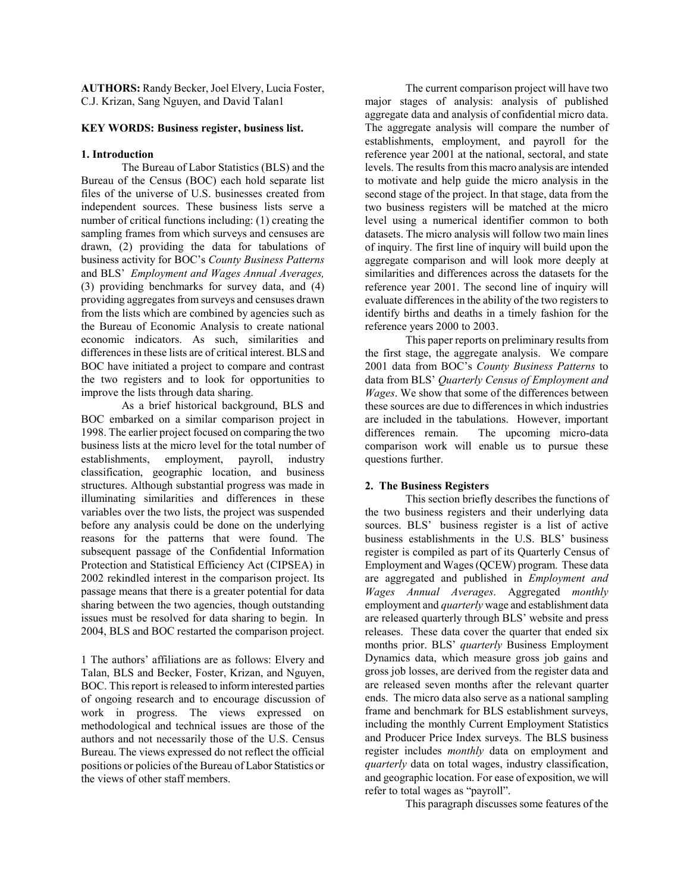**AUTHORS:** Randy Becker, Joel Elvery, Lucia Foster, C.J. Krizan, Sang Nguyen, and David Talan[1]

**KEY WORDS: Business register, business list.**

## 1. Introduction

The Bureau of Labor Statistics (BLS) and the Bureau of the Census (BOC) each hold separate list files of the universe of U.S. businesses created from independent sources. These business lists serve a number of critical functions including: (1) creating the sampling frames from which surveys and censuses are drawn, (2) providing the data for tabulations of business activity for BOC's *County Business Patterns* and BLS' *Employment and Wages Annual Averages,* (3) providing benchmarks for survey data, and (4) providing aggregates from surveys and censuses drawn from the lists which are combined by agencies such as the Bureau of Economic Analysis to create national economic indicators. As such, similarities and differences in these lists are of critical interest. BLS and BOC have initiated a project to compare and contrast the two registers and to look for opportunities to improve the lists through data sharing.

As a brief historical background, BLS and BOC embarked on a similar comparison project in 1998. The earlier project focused on comparing the two business lists at the micro level for the total number of establishments, employment, payroll, industry classification, geographic location, and business structures. Although substantial progress was made in illuminating similarities and differences in these variables over the two lists, the project was suspended before any analysis could be done on the underlying reasons for the patterns that were found. The subsequent passage of the Confidential Information Protection and Statistical Efficiency Act (CIPSEA) in 2002 rekindled interest in the comparison project. Its passage means that there is a greater potential for data sharing between the two agencies, though outstanding issues must be resolved for data sharing to begin. In 2004, BLS and BOC restarted the comparison project.

1 The authors' affiliations are as follows: Elvery and Talan, BLS and Becker, Foster, Krizan, and Nguyen, BOC. This report is released to inform interested parties of ongoing research and to encourage discussion of work in progress. The views expressed on methodological and technical issues are those of the authors and not necessarily those of the U.S. Census Bureau. The views expressed do not reflect the official positions or policies of the Bureau of Labor Statistics or the views of other staff members.

The current comparison project will have two major stages of analysis: analysis of published aggregate data and analysis of confidential micro data. The aggregate analysis will compare the number of establishments, employment, and payroll for the reference year 2001 at the national, sectoral, and state levels. The results from this macro analysis are intended to motivate and help guide the micro analysis in the second stage of the project. In that stage, data from the two business registers will be matched at the micro level using a numerical identifier common to both datasets. The micro analysis will follow two main lines of inquiry. The first line of inquiry will build upon the aggregate comparison and will look more deeply at similarities and differences across the datasets for the reference year 2001. The second line of inquiry will evaluate differences in the ability of the two registers to identify births and deaths in a timely fashion for the reference years 2000 to 2003.

This paper reports on preliminary results from the first stage, the aggregate analysis. We compare 2001 data from BOC's *County Business Patterns* to data from BLS' *Quarterly Census of Employment and Wages*. We show that some of the differences between these sources are due to differences in which industries are included in the tabulations. However, important differences remain. The upcoming micro-data comparison work will enable us to pursue these questions further.

## 2. The Business Registers

This section briefly describes the functions of the two business registers and their underlying data sources. BLS' business register is a list of active business establishments in the U.S. BLS' business register is compiled as part of its Quarterly Census of Employment and Wages (QCEW) program. These data are aggregated and published in *Employment and Wages Annual Averages*. Aggregated *monthly* employment and *quarterly* wage and establishment data are released quarterly through BLS' website and press releases. These data cover the quarter that ended six months prior. BLS' *quarterly* Business Employment Dynamics data, which measure gross job gains and gross job losses, are derived from the register data and are released seven months after the relevant quarter ends. The micro data also serve as a national sampling frame and benchmark for BLS establishment surveys, including the monthly Current Employment Statistics and Producer Price Index surveys. The BLS business register includes *monthly* data on employment and *quarterly* data on total wages, industry classification, and geographic location. For ease of exposition, we will refer to total wages as "payroll".

This paragraph discusses some features of the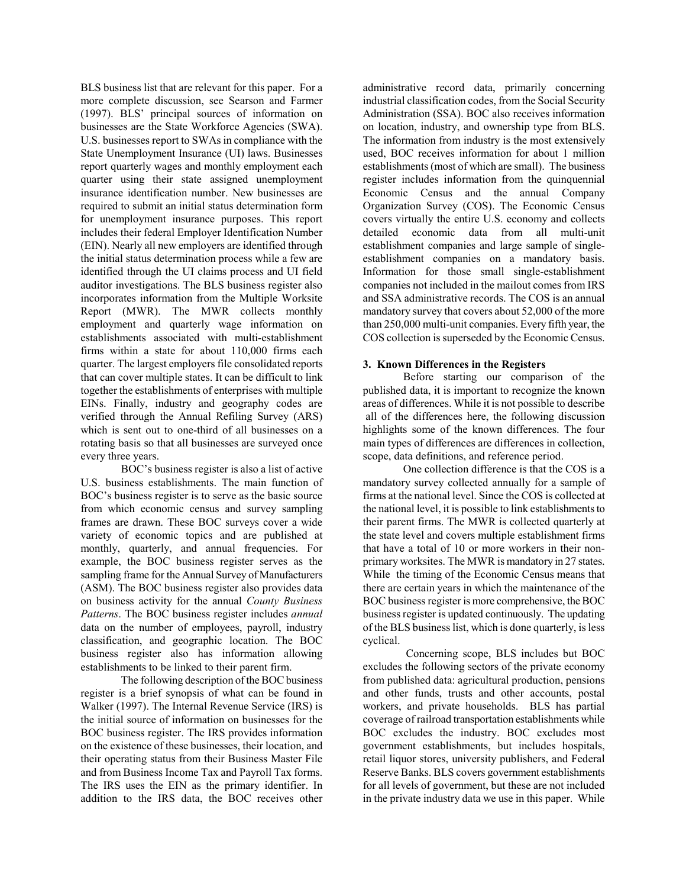BLS business list that are relevant for this paper. For a more complete discussion, see Searson and Farmer (1997). BLS' principal sources of information on businesses are the State Workforce Agencies (SWA). U.S. businesses report to SWAs in compliance with the State Unemployment Insurance (UI) laws. Businesses report quarterly wages and monthly employment each quarter using their state assigned unemployment insurance identification number. New businesses are required to submit an initial status determination form for unemployment insurance purposes. This report includes their federal Employer Identification Number (EIN). Nearly all new employers are identified through the initial status determination process while a few are identified through the UI claims process and UI field auditor investigations. The BLS business register also incorporates information from the Multiple Worksite Report (MWR). The MWR collects monthly employment and quarterly wage information on establishments associated with multi-establishment firms within a state for about 110,000 firms each quarter. The largest employers file consolidated reports that can cover multiple states. It can be difficult to link together the establishments of enterprises with multiple EINs. Finally, industry and geography codes are verified through the Annual Refiling Survey (ARS) which is sent out to one-third of all businesses on a rotating basis so that all businesses are surveyed once every three years.

BOC's business register is also a list of active U.S. business establishments. The main function of BOC's business register is to serve as the basic source from which economic census and survey sampling frames are drawn. These BOC surveys cover a wide variety of economic topics and are published at monthly, quarterly, and annual frequencies. For example, the BOC business register serves as the sampling frame for the Annual Survey of Manufacturers (ASM). The BOC business register also provides data on business activity for the annual *County Business Patterns*. The BOC business register includes *annual* data on the number of employees, payroll, industry classification, and geographic location. The BOC business register also has information allowing establishments to be linked to their parent firm.

The following description of the BOC business register is a brief synopsis of what can be found in Walker (1997). The Internal Revenue Service (IRS) is the initial source of information on businesses for the BOC business register. The IRS provides information on the existence of these businesses, their location, and their operating status from their Business Master File and from Business Income Tax and Payroll Tax forms. The IRS uses the EIN as the primary identifier. In addition to the IRS data, the BOC receives other administrative record data, primarily concerning industrial classification codes, from the Social Security Administration (SSA). BOC also receives information on location, industry, and ownership type from BLS. The information from industry is the most extensively used, BOC receives information for about 1 million establishments (most of which are small). The business register includes information from the quinquennial Economic Census and the annual Company Organization Survey (COS). The Economic Census covers virtually the entire U.S. economy and collects detailed economic data from all multi-unit establishment companies and large sample of single-establishment companies on a mandatory basis. Information for those small single-establishment companies not included in the mailout comes from IRS and SSA administrative records. The COS is an annual mandatory survey that covers about 52,000 of the more than 250,000 multi-unit companies. Every fifth year, the COS collection is superseded by the Economic Census.

## 3. Known Differences in the Registers

Before starting our comparison of the published data, it is important to recognize the known areas of differences. While it is not possible to describe all of the differences here, the following discussion highlights some of the known differences. The four main types of differences are differences in collection, scope, data definitions, and reference period.

One collection difference is that the COS is a mandatory survey collected annually for a sample of firms at the national level. Since the COS is collected at the national level, it is possible to link establishments to their parent firms. The MWR is collected quarterly at the state level and covers multiple establishment firms that have a total of 10 or more workers in their non-primary worksites. The MWR is mandatory in 27 states. While the timing of the Economic Census means that there are certain years in which the maintenance of the BOC business register is more comprehensive, the BOC business register is updated continuously. The updating of the BLS business list, which is done quarterly, is less cyclical.

Concerning scope, BLS includes but BOC excludes the following sectors of the private economy from published data: agricultural production, pensions and other funds, trusts and other accounts, postal workers, and private households. BLS has partial coverage of railroad transportation establishments while BOC excludes the industry. BOC excludes most government establishments, but includes hospitals, retail liquor stores, university publishers, and Federal Reserve Banks. BLS covers government establishments for all levels of government, but these are not included in the private industry data we use in this paper. While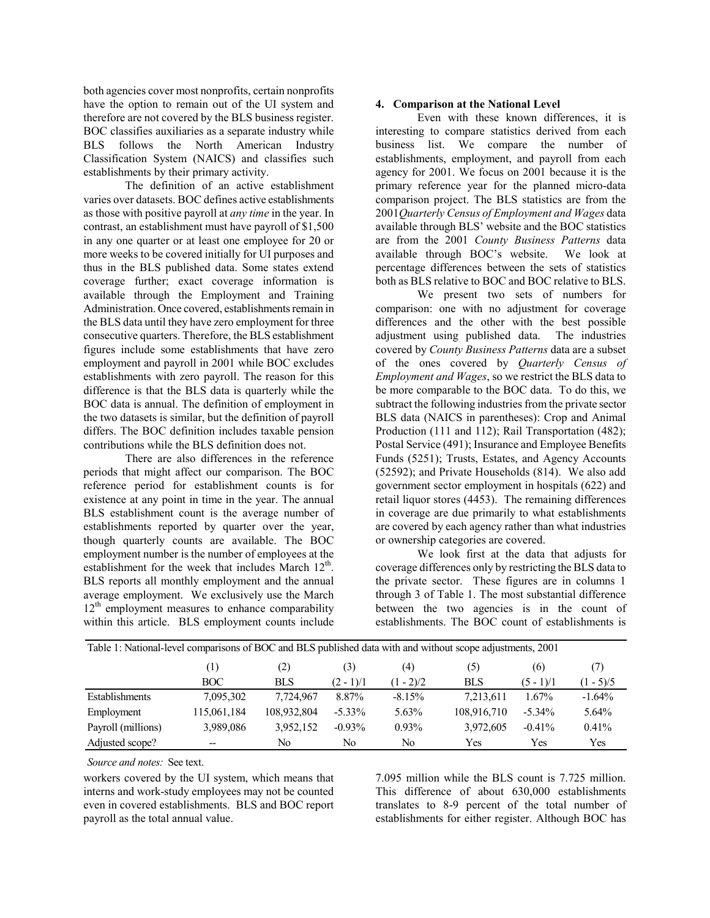both agencies cover most nonprofits, certain nonprofits have the option to remain out of the UI system and therefore are not covered by the BLS business register. BOC classifies auxiliaries as a separate industry while BLS follows the North American Industry Classification System (NAICS) and classifies such establishments by their primary activity.

The definition of an active establishment varies over datasets. BOC defines active establishments as those with positive payroll at *any time* in the year. In contrast, an establishment must have payroll of $1,500 in any one quarter or at least one employee for 20 or more weeks to be covered initially for UI purposes and thus in the BLS published data. Some states extend coverage further; exact coverage information is available through the Employment and Training Administration. Once covered, establishments remain in the BLS data until they have zero employment for three consecutive quarters. Therefore, the BLS establishment figures include some establishments that have zero employment and payroll in 2001 while BOC excludes establishments with zero payroll. The reason for this difference is that the BLS data is quarterly while the BOC data is annual. The definition of employment in the two datasets is similar, but the definition of payroll differs. The BOC definition includes taxable pension contributions while the BLS definition does not.

There are also differences in the reference periods that might affect our comparison. The BOC reference period for establishment counts is for existence at any point in time in the year. The annual BLS establishment count is the average number of establishments reported by quarter over the year, though quarterly counts are available. The BOC employment number is the number of employees at the establishment for the week that includes March $12^{th}$. BLS reports all monthly employment and the annual average employment. We exclusively use the March $12^{th}$ employment measures to enhance comparability within this article. BLS employment counts include workers covered by the UI system, which means that interns and work-study employees may not be counted even in covered establishments. BLS and BOC report payroll as the total annual value.

## 4. Comparison at the National Level

Even with these known differences, it is interesting to compare statistics derived from each business list. We compare the number of establishments, employment, and payroll from each agency for 2001. We focus on 2001 because it is the primary reference year for the planned micro-data comparison project. The BLS statistics are from the 2001*Quarterly Census of Employment and Wages* data available through BLS' website and the BOC statistics are from the 2001 *County Business Patterns* data available through BOC's website. We look at percentage differences between the sets of statistics both as BLS relative to BOC and BOC relative to BLS.

We present two sets of numbers for comparison: one with no adjustment for coverage differences and the other with the best possible adjustment using published data. The industries covered by *County Business Patterns* data are a subset of the ones covered by *Quarterly Census of Employment and Wages*, so we restrict the BLS data to be more comparable to the BOC data. To do this, we subtract the following industries from the private sector BLS data (NAICS in parentheses): Crop and Animal Production (111 and 112); Rail Transportation (482); Postal Service (491); Insurance and Employee Benefits Funds (5251); Trusts, Estates, and Agency Accounts (52592); and Private Households (814). We also add government sector employment in hospitals (622) and retail liquor stores (4453). The remaining differences in coverage are due primarily to what establishments are covered by each agency rather than what industries or ownership categories are covered.

We look first at the data that adjusts for coverage differences only by restricting the BLS data to the private sector. These figures are in columns 1 through 3 of Table 1. The most substantial difference between the two agencies is in the count of establishments. The BOC count of establishments is 7.095 million while the BLS count is 7.725 million. This difference of about 630,000 establishments translates to 8-9 percent of the total number of establishments for either register. Although BOC has

Table 1: National-level comparisons of BOC and BLS published data with and without scope adjustments, 2001

| | (1) | (2) | (3) | (4) | (5) | (6) | (7) |
|---|---|---|---|---|---|---|---|
| | BOC | BLS | (2 - 1)/1 | (1 - 2)/2 | BLS | (5 - 1)/1 | (1 - 5)/5 |
| Establishments | 7,095,302 | 7,724,967 | 8.87% | -8.15% | 7,213,611 | 1.67% | -1.64% |
| Employment | 115,061,184 | 108,932,804 | -5.33% | 5.63% | 108,916,710 | -5.34% | 5.64% |
| Payroll (millions) | 3,989,086 | 3,952,152 | -0.93% | 0.93% | 3,972,605 | -0.41% | 0.41% |
| Adjusted scope? | -- | No | No | No | Yes | Yes | Yes |

*Source and notes:* See text.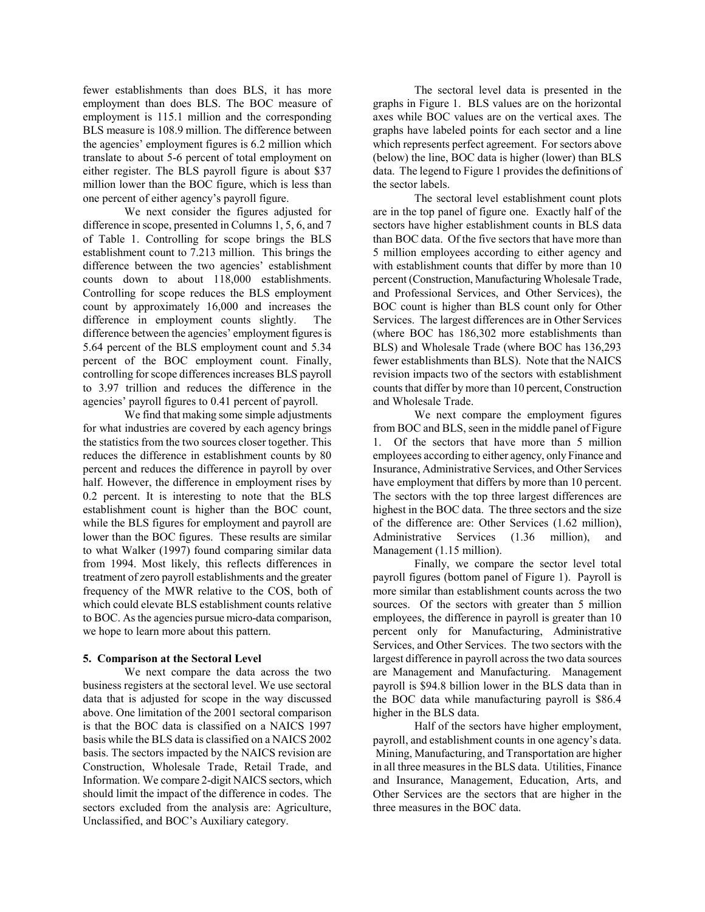fewer establishments than does BLS, it has more employment than does BLS. The BOC measure of employment is 115.1 million and the corresponding BLS measure is 108.9 million. The difference between the agencies' employment figures is 6.2 million which translate to about 5-6 percent of total employment on either register. The BLS payroll figure is about $37 million lower than the BOC figure, which is less than one percent of either agency's payroll figure.

We next consider the figures adjusted for difference in scope, presented in Columns 1, 5, 6, and 7 of Table 1. Controlling for scope brings the BLS establishment count to 7.213 million. This brings the difference between the two agencies' establishment counts down to about 118,000 establishments. Controlling for scope reduces the BLS employment count by approximately 16,000 and increases the difference in employment counts slightly. The difference between the agencies' employment figures is 5.64 percent of the BLS employment count and 5.34 percent of the BOC employment count. Finally, controlling for scope differences increases BLS payroll to 3.97 trillion and reduces the difference in the agencies' payroll figures to 0.41 percent of payroll.

We find that making some simple adjustments for what industries are covered by each agency brings the statistics from the two sources closer together. This reduces the difference in establishment counts by 80 percent and reduces the difference in payroll by over half. However, the difference in employment rises by 0.2 percent. It is interesting to note that the BLS establishment count is higher than the BOC count, while the BLS figures for employment and payroll are lower than the BOC figures. These results are similar to what Walker (1997) found comparing similar data from 1994. Most likely, this reflects differences in treatment of zero payroll establishments and the greater frequency of the MWR relative to the COS, both of which could elevate BLS establishment counts relative to BOC. As the agencies pursue micro-data comparison, we hope to learn more about this pattern.

## 5. Comparison at the Sectoral Level

We next compare the data across the two business registers at the sectoral level. We use sectoral data that is adjusted for scope in the way discussed above. One limitation of the 2001 sectoral comparison is that the BOC data is classified on a NAICS 1997 basis while the BLS data is classified on a NAICS 2002 basis. The sectors impacted by the NAICS revision are Construction, Wholesale Trade, Retail Trade, and Information. We compare 2-digit NAICS sectors, which should limit the impact of the difference in codes. The sectors excluded from the analysis are: Agriculture, Unclassified, and BOC's Auxiliary category.

The sectoral level data is presented in the graphs in Figure 1. BLS values are on the horizontal axes while BOC values are on the vertical axes. The graphs have labeled points for each sector and a line which represents perfect agreement. For sectors above (below) the line, BOC data is higher (lower) than BLS data. The legend to Figure 1 provides the definitions of the sector labels.

The sectoral level establishment count plots are in the top panel of figure one. Exactly half of the sectors have higher establishment counts in BLS data than BOC data. Of the five sectors that have more than 5 million employees according to either agency and with establishment counts that differ by more than 10 percent (Construction, Manufacturing Wholesale Trade, and Professional Services, and Other Services), the BOC count is higher than BLS count only for Other Services. The largest differences are in Other Services (where BOC has 186,302 more establishments than BLS) and Wholesale Trade (where BOC has 136,293 fewer establishments than BLS). Note that the NAICS revision impacts two of the sectors with establishment counts that differ by more than 10 percent, Construction and Wholesale Trade.

We next compare the employment figures from BOC and BLS, seen in the middle panel of Figure 1. Of the sectors that have more than 5 million employees according to either agency, only Finance and Insurance, Administrative Services, and Other Services have employment that differs by more than 10 percent. The sectors with the top three largest differences are highest in the BOC data. The three sectors and the size of the difference are: Other Services (1.62 million), Administrative Services (1.36 million), and Management (1.15 million).

Finally, we compare the sector level total payroll figures (bottom panel of Figure 1). Payroll is more similar than establishment counts across the two sources. Of the sectors with greater than 5 million employees, the difference in payroll is greater than 10 percent only for Manufacturing, Administrative Services, and Other Services. The two sectors with the largest difference in payroll across the two data sources are Management and Manufacturing. Management payroll is $94.8 billion lower in the BLS data than in the BOC data while manufacturing payroll is $86.4 higher in the BLS data.

Half of the sectors have higher employment, payroll, and establishment counts in one agency's data. Mining, Manufacturing, and Transportation are higher in all three measures in the BLS data. Utilities, Finance and Insurance, Management, Education, Arts, and Other Services are the sectors that are higher in the three measures in the BOC data.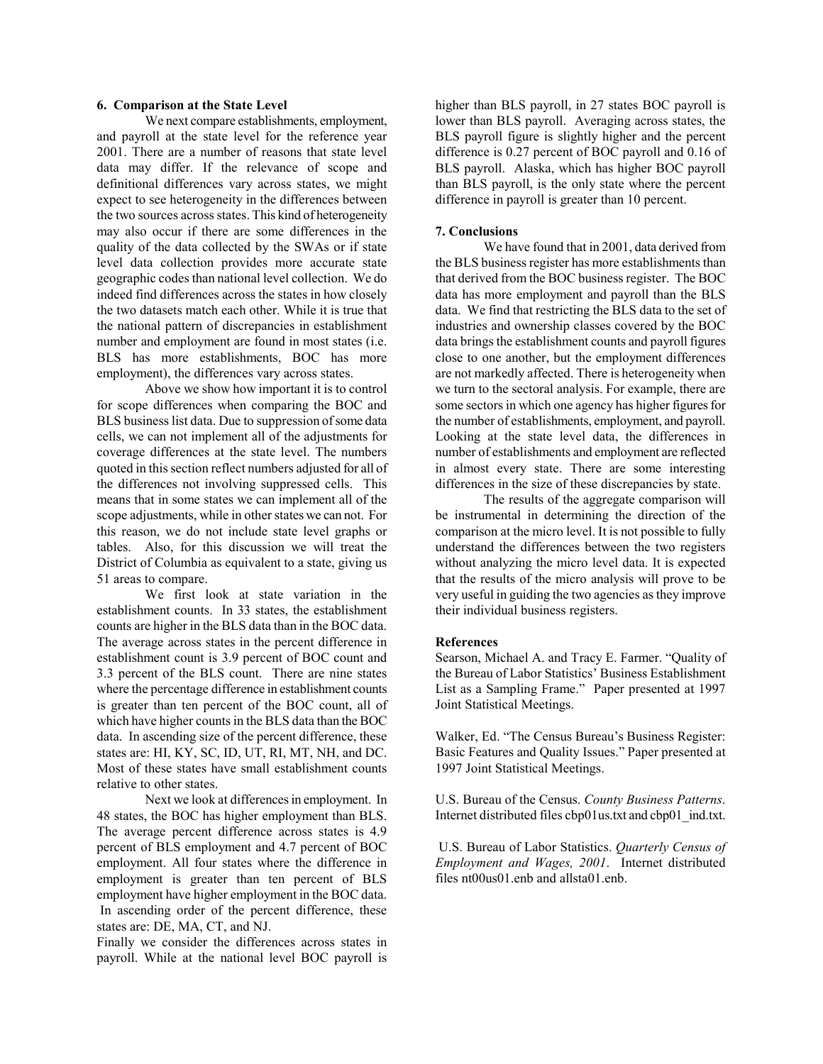## 6. Comparison at the State Level

We next compare establishments, employment, and payroll at the state level for the reference year 2001. There are a number of reasons that state level data may differ. If the relevance of scope and definitional differences vary across states, we might expect to see heterogeneity in the differences between the two sources across states. This kind of heterogeneity may also occur if there are some differences in the quality of the data collected by the SWAs or if state level data collection provides more accurate state geographic codes than national level collection. We do indeed find differences across the states in how closely the two datasets match each other. While it is true that the national pattern of discrepancies in establishment number and employment are found in most states (i.e. BLS has more establishments, BOC has more employment), the differences vary across states.

Above we show how important it is to control for scope differences when comparing the BOC and BLS business list data. Due to suppression of some data cells, we can not implement all of the adjustments for coverage differences at the state level. The numbers quoted in this section reflect numbers adjusted for all of the differences not involving suppressed cells. This means that in some states we can implement all of the scope adjustments, while in other states we can not. For this reason, we do not include state level graphs or tables. Also, for this discussion we will treat the District of Columbia as equivalent to a state, giving us 51 areas to compare.

We first look at state variation in the establishment counts. In 33 states, the establishment counts are higher in the BLS data than in the BOC data. The average across states in the percent difference in establishment count is 3.9 percent of BOC count and 3.3 percent of the BLS count. There are nine states where the percentage difference in establishment counts is greater than ten percent of the BOC count, all of which have higher counts in the BLS data than the BOC data. In ascending size of the percent difference, these states are: HI, KY, SC, ID, UT, RI, MT, NH, and DC. Most of these states have small establishment counts relative to other states.

Next we look at differences in employment. In 48 states, the BOC has higher employment than BLS. The average percent difference across states is 4.9 percent of BLS employment and 4.7 percent of BOC employment. All four states where the difference in employment is greater than ten percent of BLS employment have higher employment in the BOC data. In ascending order of the percent difference, these states are: DE, MA, CT, and NJ.

Finally we consider the differences across states in payroll. While at the national level BOC payroll is higher than BLS payroll, in 27 states BOC payroll is lower than BLS payroll. Averaging across states, the BLS payroll figure is slightly higher and the percent difference is 0.27 percent of BOC payroll and 0.16 of BLS payroll. Alaska, which has higher BOC payroll than BLS payroll, is the only state where the percent difference in payroll is greater than 10 percent.

## 7. Conclusions

We have found that in 2001, data derived from the BLS business register has more establishments than that derived from the BOC business register. The BOC data has more employment and payroll than the BLS data. We find that restricting the BLS data to the set of industries and ownership classes covered by the BOC data brings the establishment counts and payroll figures close to one another, but the employment differences are not markedly affected. There is heterogeneity when we turn to the sectoral analysis. For example, there are some sectors in which one agency has higher figures for the number of establishments, employment, and payroll. Looking at the state level data, the differences in number of establishments and employment are reflected in almost every state. There are some interesting differences in the size of these discrepancies by state.

The results of the aggregate comparison will be instrumental in determining the direction of the comparison at the micro level. It is not possible to fully understand the differences between the two registers without analyzing the micro level data. It is expected that the results of the micro analysis will prove to be very useful in guiding the two agencies as they improve their individual business registers.

## References

Searson, Michael A. and Tracy E. Farmer. "Quality of the Bureau of Labor Statistics' Business Establishment List as a Sampling Frame." Paper presented at 1997 Joint Statistical Meetings.

Walker, Ed. "The Census Bureau's Business Register: Basic Features and Quality Issues." Paper presented at 1997 Joint Statistical Meetings.

U.S. Bureau of the Census. *County Business Patterns*. Internet distributed files cbp01us.txt and cbp01_ind.txt.

U.S. Bureau of Labor Statistics. *Quarterly Census of Employment and Wages, 2001*. Internet distributed files nt00us01.enb and allsta01.enb.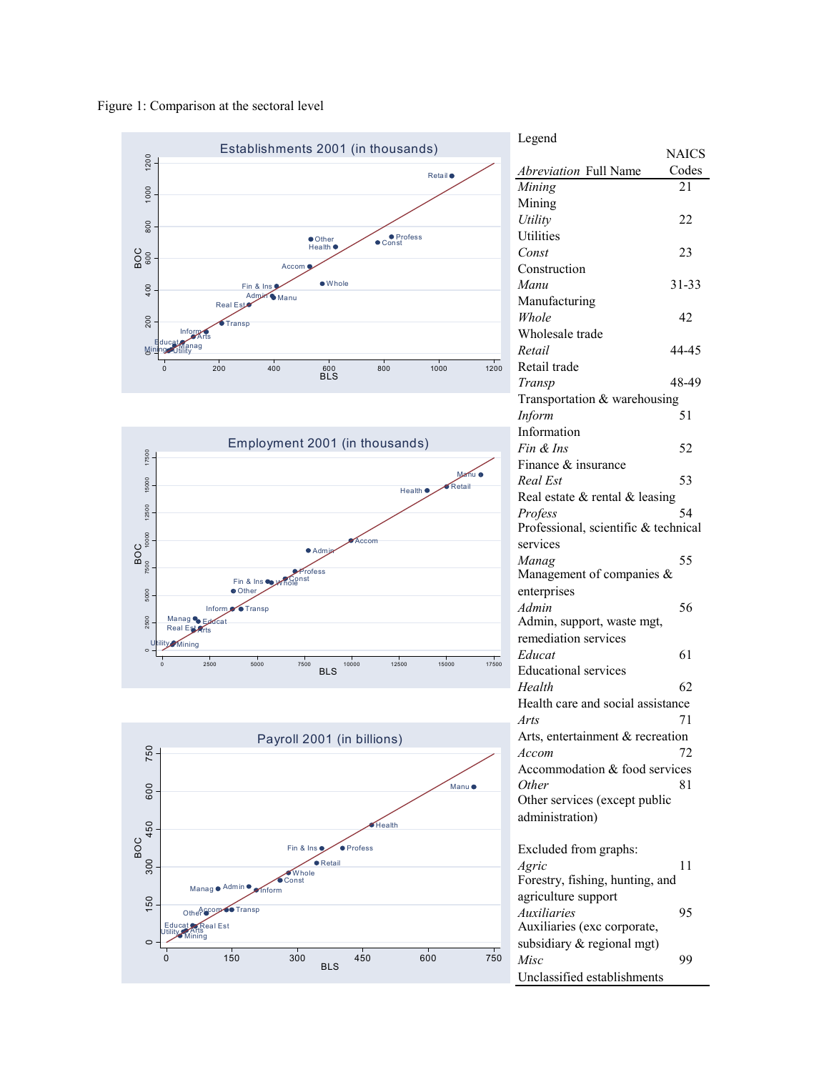Figure 1: Comparison at the sectoral level

Establishments 2001 (in thousands)

BOC

0
200
400
600
800
1000
1200

BLS

0
200
400
600
800
1000
1200

Retail
Other
Health
Profess
Const
Accom
Whole
Fin & Ins
Admin
Manu
Real Est
Transp
Inform
Arts
Educat
Manag
Mining
Utility

Employment 2001 (in thousands)

BOC

0
2500
5000
7500
10000
12500
15000
17500

BLS

0
2500
5000
7500
10000
12500
15000
17500

Manu
Retail
Health
Accom
Admin
Profess
Const
Fin & Ins
Whole
Other
Inform
Transp
Manag
Educat
Real Est
Arts
Utility
Mining

Payroll 2001 (in billions)

BOC

0
150
300
450
600
750

BLS

0
150
300
450
600
750

Manu
Health
Fin & Ins
Profess
Retail
Whole
Const
Manag
Admin
Inform
Other
Accom
Transp
Educat
Real Est
Utility
Arts
Mining

Legend

| *Abreviation* Full Name | NAICS Codes |
|---|---|
| *Mining* Mining | 21 |
| *Utility* Utilities | 22 |
| *Const* Construction | 23 |
| *Manu* Manufacturing | 31-33 |
| *Whole* Wholesale trade | 42 |
| *Retail* Retail trade | 44-45 |
| *Transp* Transportation & warehousing | 48-49 |
| *Inform* Information | 51 |
| *Fin & Ins* Finance & insurance | 52 |
| *Real Est* Real estate & rental & leasing | 53 |
| *Profess* Professional, scientific & technical services | 54 |
| *Manag* Management of companies & enterprises | 55 |
| *Admin* Admin, support, waste mgt, remediation services | 56 |
| *Educat* Educational services | 61 |
| *Health* Health care and social assistance | 62 |
| *Arts* Arts, entertainment & recreation | 71 |
| *Accom* Accommodation & food services | 72 |
| *Other* Other services (except public administration) | 81 |
| Excluded from graphs: | |
| *Agric* Forestry, fishing, hunting, and agriculture support | 11 |
| *Auxiliaries* Auxiliaries (exc corporate, subsidiary & regional mgt) | 95 |
| *Misc* Unclassified establishments | 99 |